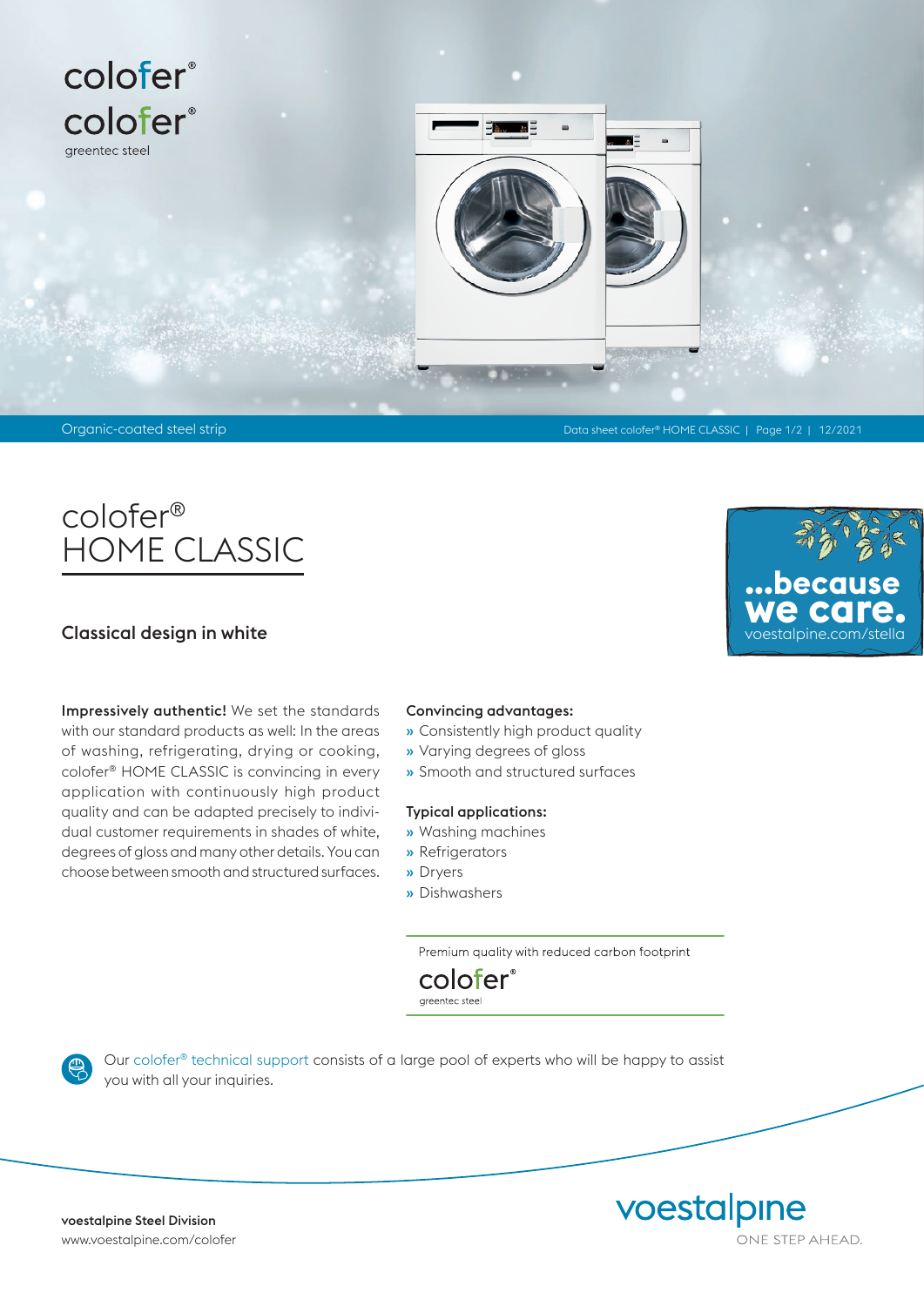colofer®

colofer®
greentec steel

Organic-coated steel strip

# colofer® HOME CLASSIC

...because we care.
voestalpine.com/stella

## Classical design in white

**Impressively authentic!** We set the standards with our standard products as well: In the areas of washing, refrigerating, drying or cooking, colofer® HOME CLASSIC is convincing in every application with continuously high product quality and can be adapted precisely to individual customer requirements in shades of white, degrees of gloss and many other details. You can choose between smooth and structured surfaces.

**Convincing advantages:**

- Consistently high product quality
- Varying degrees of gloss
- Smooth and structured surfaces

**Typical applications:**

- Washing machines
- Refrigerators
- Dryers
- Dishwashers

Premium quality with reduced carbon footprint

colofer®
greentec steel

Our colofer® technical support consists of a large pool of experts who will be happy to assist you with all your inquiries.

**voestalpine Steel Division**
www.voestalpine.com/colofer

voestalpine
ONE STEP AHEAD.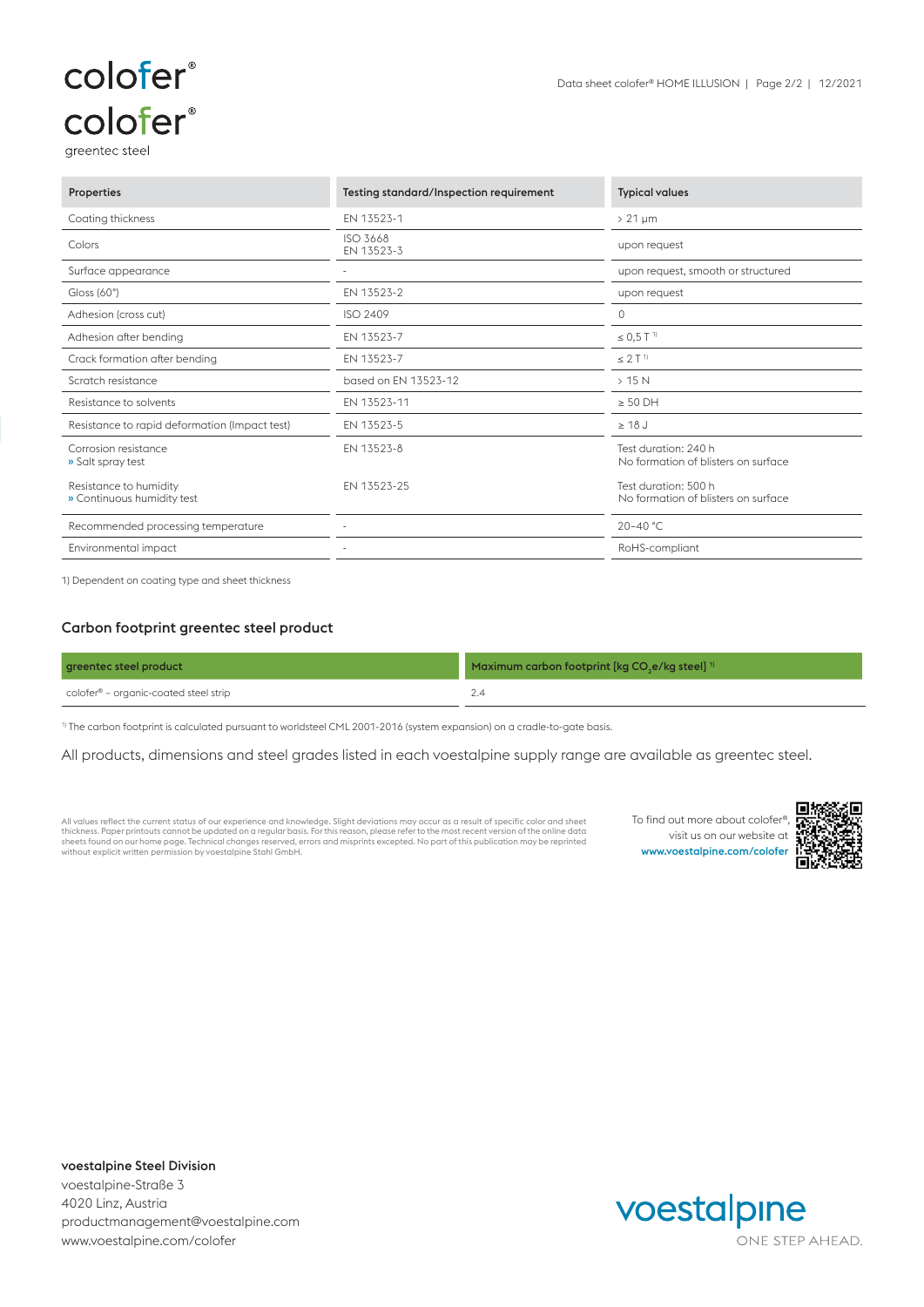colofer®

colofer®
greentec steel

| Properties | Testing standard/Inspection requirement | Typical values |
|---|---|---|
| Coating thickness | EN 13523-1 | > 21 µm |
| Colors | ISO 3668<br>EN 13523-3 | upon request |
| Surface appearance | - | upon request, smooth or structured |
| Gloss (60°) | EN 13523-2 | upon request |
| Adhesion (cross cut) | ISO 2409 | 0 |
| Adhesion after bending | EN 13523-7 | ≤ 0,5 T [1] |
| Crack formation after bending | EN 13523-7 | ≤ 2 T [1] |
| Scratch resistance | based on EN 13523-12 | > 15 N |
| Resistance to solvents | EN 13523-11 | ≥ 50 DH |
| Resistance to rapid deformation (Impact test) | EN 13523-5 | ≥ 18 J |
| Corrosion resistance<br>» Salt spray test | EN 13523-8 | Test duration: 240 h<br>No formation of blisters on surface |
| Resistance to humidity<br>» Continuous humidity test | EN 13523-25 | Test duration: 500 h<br>No formation of blisters on surface |
| Recommended processing temperature | - | 20–40 °C |
| Environmental impact | - | RoHS-compliant |

1) Dependent on coating type and sheet thickness

## Carbon footprint greentec steel product

| greentec steel product | Maximum carbon footprint [kg $CO_2$e/kg steel] [1] |
|---|---|
| colofer® – organic-coated steel strip | 2.4 |

[1] The carbon footprint is calculated pursuant to worldsteel CML 2001-2016 (system expansion) on a cradle-to-gate basis.

All products, dimensions and steel grades listed in each voestalpine supply range are available as greentec steel.

All values reflect the current status of our experience and knowledge. Slight deviations may occur as a result of specific color and sheet thickness. Paper printouts cannot be updated on a regular basis. For this reason, please refer to the most recent version of the online data sheets found on our home page. Technical changes reserved, errors and misprints excepted. No part of this publication may be reprinted without explicit written permission by voestalpine Stahl GmbH.

To find out more about colofer®, visit us on our website at **www.voestalpine.com/colofer**

**voestalpine Steel Division**
voestalpine-Straße 3
4020 Linz, Austria
productmanagement@voestalpine.com
www.voestalpine.com/colofer

voestalpine
ONE STEP AHEAD.